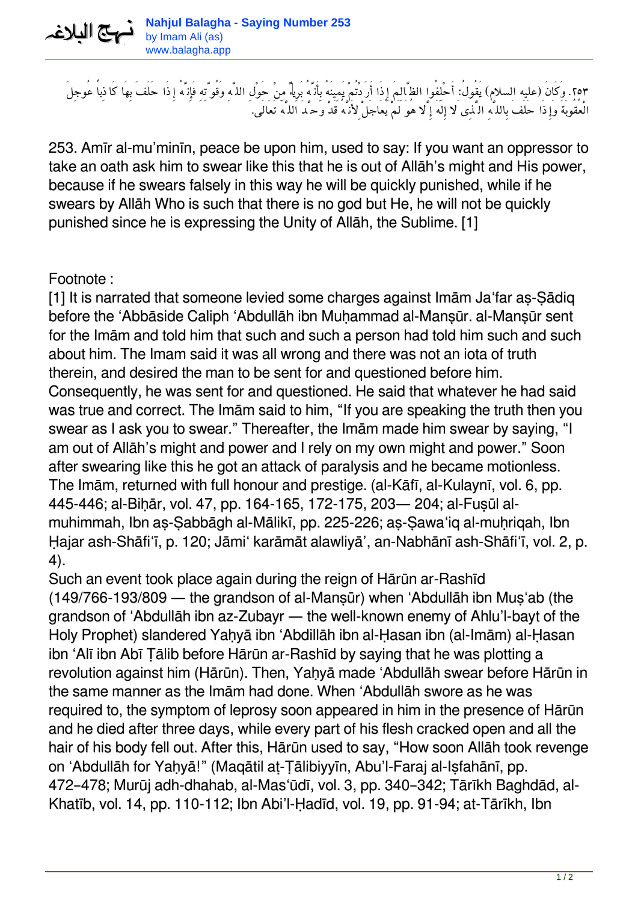# Nahjul Balagha - Saying Number 253

by Imam Ali (as)
www.balagha.app

٢٥٣. وَكَانَ (عليه السلام) يَقُولُ: أَحْلِفُوا الظَّالِمَ إِذَا أَرَدْتُمْ يَمِينَهُ بِأَنَّهُ بَرِيءٌ مِنْ حَوْلِ اللّهِ وَقُوَّتِه فَإِنَّهُ إِذَا حَلَفَ بِهَا كَاذِباً عُوجِلَ الْعُقُوبَةَ وَإِذَا حلف بِاللّهِ الَّذِي لا إِلهَ إِلّا هو لَمْ يُعاجَلْ لِأَنَّهُ قَدْ وحّدَ اللّهَ تعالى.

253. Amīr al-mu'minīn, peace be upon him, used to say: If you want an oppressor to take an oath ask him to swear like this that he is out of Allāh's might and His power, because if he swears falsely in this way he will be quickly punished, while if he swears by Allāh Who is such that there is no god but He, he will not be quickly punished since he is expressing the Unity of Allāh, the Sublime. [1]

Footnote :

[1] It is narrated that someone levied some charges against Imām Ja'far aṣ-Ṣādiq before the 'Abbāside Caliph 'Abdullāh ibn Muḥammad al-Manṣūr. al-Manṣūr sent for the Imām and told him that such and such a person had told him such and such about him. The Imam said it was all wrong and there was not an iota of truth therein, and desired the man to be sent for and questioned before him. Consequently, he was sent for and questioned. He said that whatever he had said was true and correct. The Imām said to him, "If you are speaking the truth then you swear as I ask you to swear." Thereafter, the Imām made him swear by saying, "I am out of Allāh's might and power and I rely on my own might and power." Soon after swearing like this he got an attack of paralysis and he became motionless. The Imām, returned with full honour and prestige. (al-Kāfī, al-Kulaynī, vol. 6, pp. 445-446; al-Biḥār, vol. 47, pp. 164-165, 172-175, 203— 204; al-Fuṣūl al-muhimmah, Ibn aṣ-Ṣabbāgh al-Mālikī, pp. 225-226; aṣ-Ṣawa'iq al-muḥriqah, Ibn Ḥajar ash-Shāfi'ī, p. 120; Jāmi' karāmāt alawliyā', an-Nabhānī ash-Shāfi'ī, vol. 2, p. 4).

Such an event took place again during the reign of Hārūn ar-Rashīd (149/766-193/809 — the grandson of al-Manṣūr) when 'Abdullāh ibn Muṣ'ab (the grandson of 'Abdullāh ibn az-Zubayr — the well-known enemy of Ahlu'l-bayt of the Holy Prophet) slandered Yaḥyā ibn 'Abdillāh ibn al-Ḥasan ibn (al-Imām) al-Ḥasan ibn 'Alī ibn Abī Ṭālib before Hārūn ar-Rashīd by saying that he was plotting a revolution against him (Hārūn). Then, Yaḥyā made 'Abdullāh swear before Hārūn in the same manner as the Imām had done. When 'Abdullāh swore as he was required to, the symptom of leprosy soon appeared in him in the presence of Hārūn and he died after three days, while every part of his flesh cracked open and all the hair of his body fell out. After this, Hārūn used to say, "How soon Allāh took revenge on 'Abdullāh for Yaḥyā!" (Maqātil aṭ-Ṭālibiyyīn, Abu'l-Faraj al-Iṣfahānī, pp. 472–478; Murūj adh-dhahab, al-Mas'ūdī, vol. 3, pp. 340–342; Tārīkh Baghdād, al-Khatīb, vol. 14, pp. 110-112; Ibn Abi'l-Ḥadīd, vol. 19, pp. 91-94; at-Tārīkh, Ibn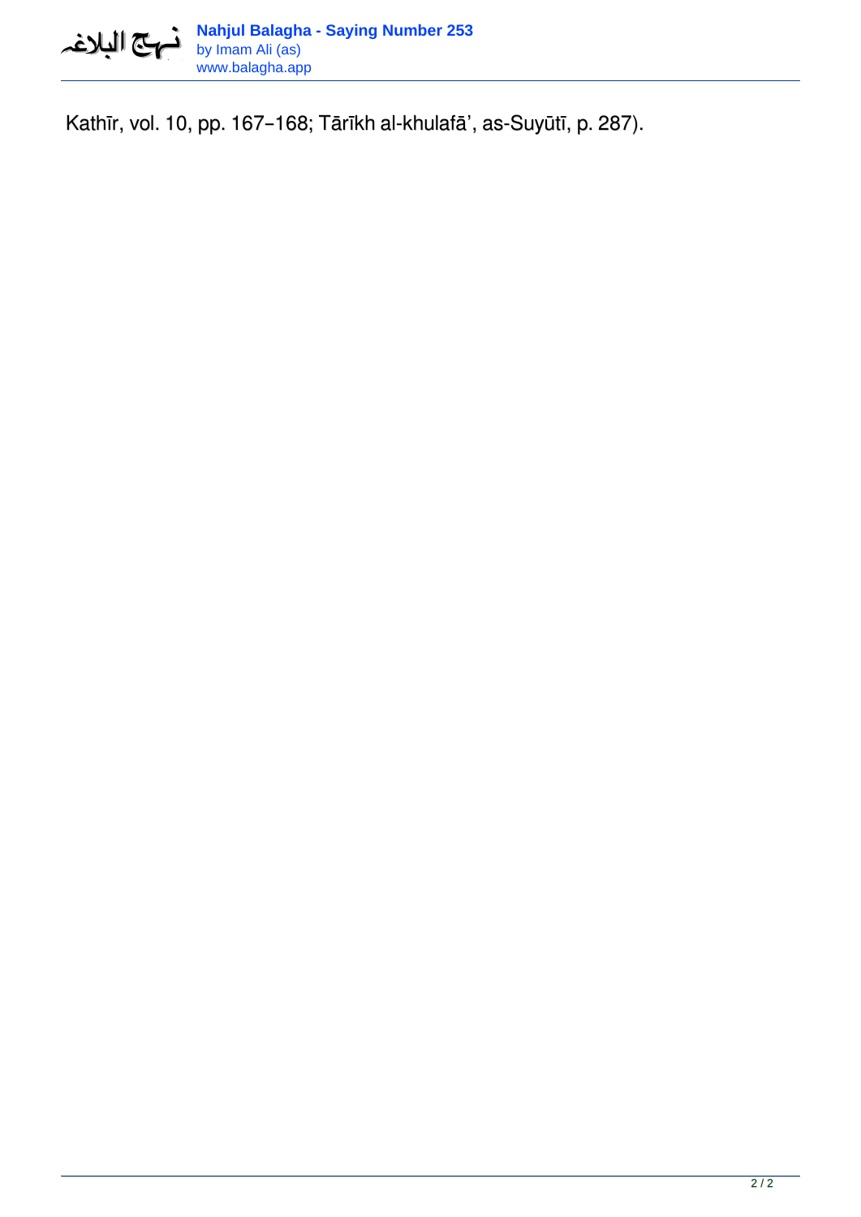Kathīr, vol. 10, pp. 167–168; Tārīkh al-khulafā', as-Suyūtī, p. 287).